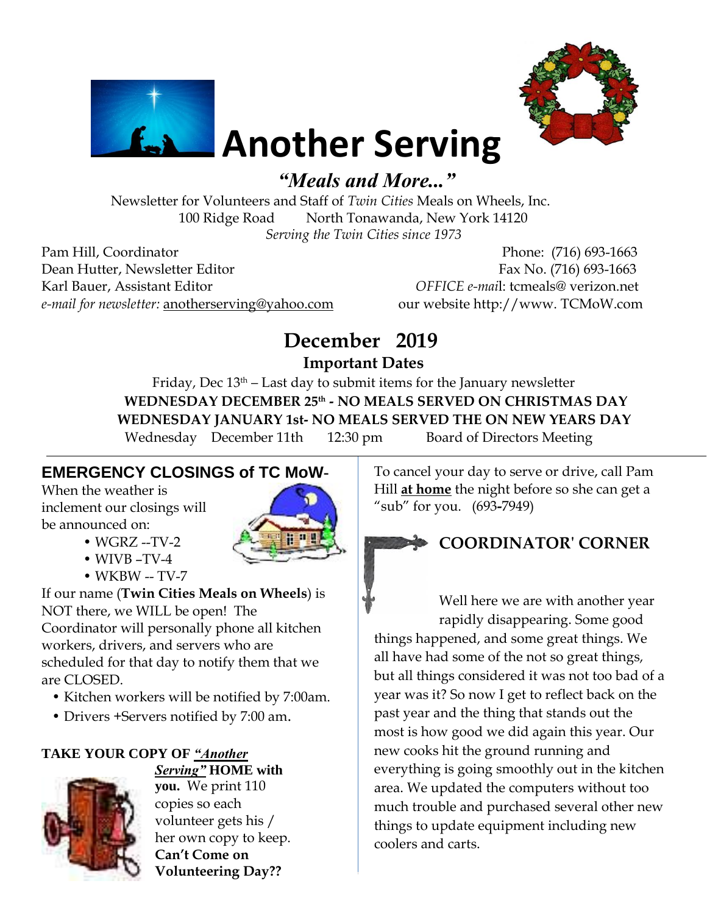# Another Serving

***"Meals and More..."***

Newsletter for Volunteers and Staff of *Twin Cities* Meals on Wheels, Inc.
100 Ridge Road North Tonawanda, New York 14120
*Serving the Twin Cities since 1973*

Pam Hill, Coordinator
Dean Hutter, Newsletter Editor
Karl Bauer, Assistant Editor
*e-mail for newsletter:* anotherserving@yahoo.com

Phone: (716) 693-1663
Fax No. (716) 693-1663
*OFFICE e-mail*: tcmeals@ verizon.net
our website http://www. TCMoW.com

## December 2019

### Important Dates

Friday, Dec 13th – Last day to submit items for the January newsletter

**WEDNESDAY DECEMBER 25th - NO MEALS SERVED ON CHRISTMAS DAY**

**WEDNESDAY JANUARY 1st- NO MEALS SERVED THE ON NEW YEARS DAY**

Wednesday December 11th 12:30 pm Board of Directors Meeting

### EMERGENCY CLOSINGS of TC MoW-

When the weather is inclement our closings will be announced on:

- WGRZ --TV-2
- WIVB –TV-4
- WKBW -- TV-7

If our name (**Twin Cities Meals on Wheels**) is NOT there, we WILL be open! The Coordinator will personally phone all kitchen workers, drivers, and servers who are scheduled for that day to notify them that we are CLOSED.

- Kitchen workers will be notified by 7:00am.
- Drivers +Servers notified by 7:00 am.

**TAKE YOUR COPY OF *"Another Serving"* HOME with you.** We print 110 copies so each volunteer gets his / her own copy to keep.

**Can't Come on Volunteering Day??**

To cancel your day to serve or drive, call Pam Hill **at home** the night before so she can get a "sub" for you. (693-7949)

### COORDINATOR' CORNER

Well here we are with another year rapidly disappearing. Some good things happened, and some great things. We all have had some of the not so great things, but all things considered it was not too bad of a year was it? So now I get to reflect back on the past year and the thing that stands out the most is how good we did again this year. Our new cooks hit the ground running and everything is going smoothly out in the kitchen area. We updated the computers without too much trouble and purchased several other new things to update equipment including new coolers and carts.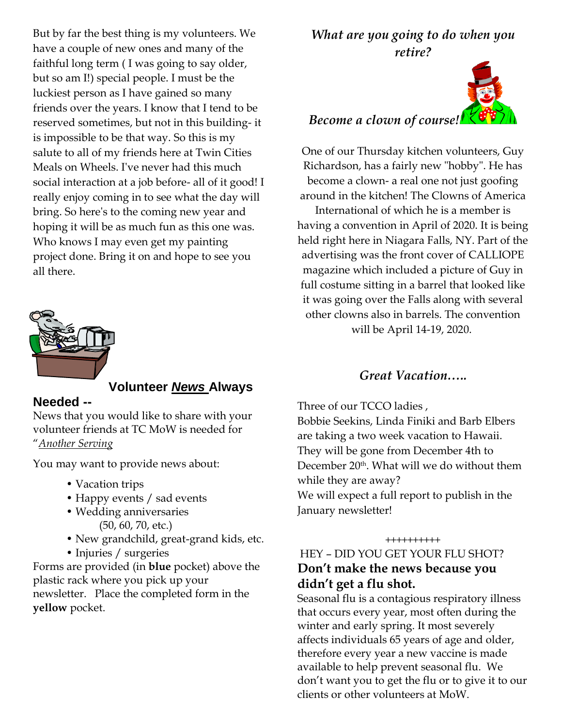But by far the best thing is my volunteers. We have a couple of new ones and many of the faithful long term ( I was going to say older, but so am I!) special people. I must be the luckiest person as I have gained so many friends over the years. I know that I tend to be reserved sometimes, but not in this building- it is impossible to be that way. So this is my salute to all of my friends here at Twin Cities Meals on Wheels. I've never had this much social interaction at a job before- all of it good! I really enjoy coming in to see what the day will bring. So here's to the coming new year and hoping it will be as much fun as this one was. Who knows I may even get my painting project done. Bring it on and hope to see you all there.

## Volunteer ***News*** Always Needed --

News that you would like to share with your volunteer friends at TC MoW is needed for "*Another Serving*

You may want to provide news about:

- Vacation trips
- Happy events / sad events
- Wedding anniversaries (50, 60, 70, etc.)
- New grandchild, great-grand kids, etc.
- Injuries / surgeries

Forms are provided (in **blue** pocket) above the plastic rack where you pick up your newsletter. Place the completed form in the **yellow** pocket.

### *What are you going to do when you retire?*

### *Become a clown of course!*

One of our Thursday kitchen volunteers, Guy Richardson, has a fairly new "hobby". He has become a clown- a real one not just goofing around in the kitchen! The Clowns of America International of which he is a member is having a convention in April of 2020. It is being held right here in Niagara Falls, NY. Part of the advertising was the front cover of CALLIOPE magazine which included a picture of Guy in full costume sitting in a barrel that looked like it was going over the Falls along with several other clowns also in barrels. The convention will be April 14-19, 2020.

### *Great Vacation…..*

Three of our TCCO ladies ,
Bobbie Seekins, Linda Finiki and Barb Elbers are taking a two week vacation to Hawaii. They will be gone from December 4th to December 20th. What will we do without them while they are away?
We will expect a full report to publish in the January newsletter!

++++++++++

HEY – DID YOU GET YOUR FLU SHOT?

**Don't make the news because you didn't get a flu shot.**

Seasonal flu is a contagious respiratory illness that occurs every year, most often during the winter and early spring. It most severely affects individuals 65 years of age and older, therefore every year a new vaccine is made available to help prevent seasonal flu. We don't want you to get the flu or to give it to our clients or other volunteers at MoW.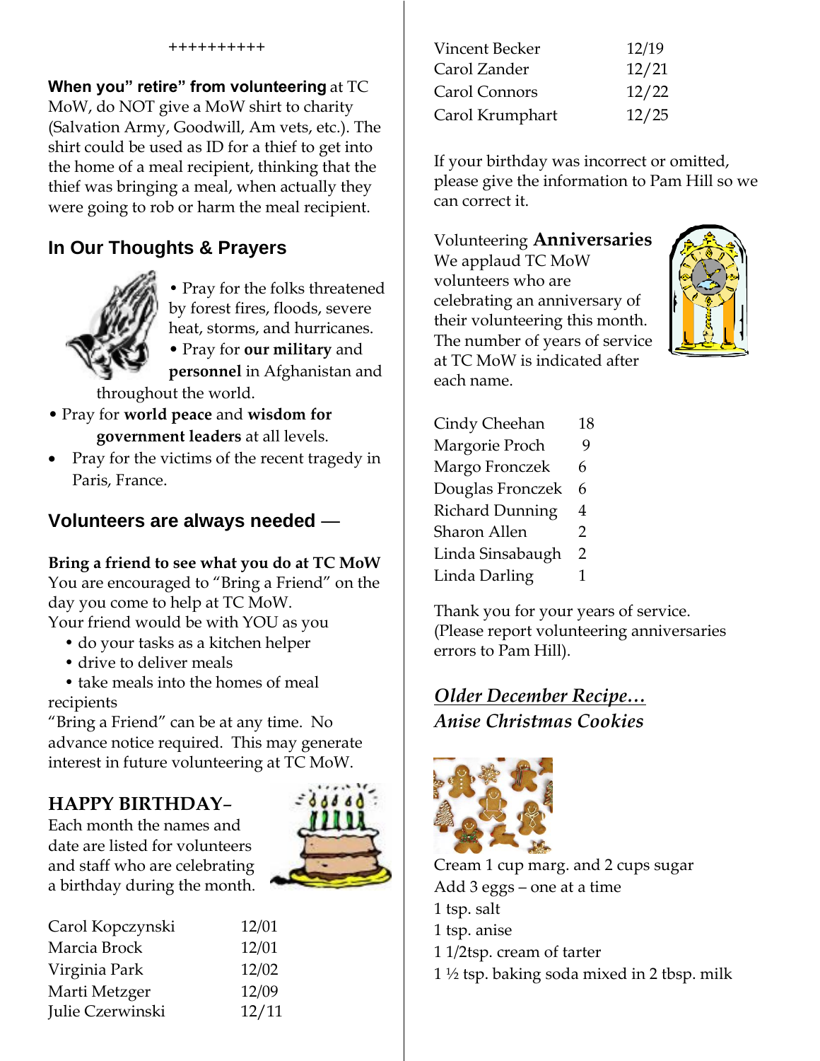++++++++++

**When you" retire" from volunteering** at TC MoW, do NOT give a MoW shirt to charity (Salvation Army, Goodwill, Am vets, etc.). The shirt could be used as ID for a thief to get into the home of a meal recipient, thinking that the thief was bringing a meal, when actually they were going to rob or harm the meal recipient.

## In Our Thoughts & Prayers

- Pray for the folks threatened by forest fires, floods, severe heat, storms, and hurricanes.
- Pray for **our military** and **personnel** in Afghanistan and throughout the world.
- Pray for **world peace** and **wisdom for government leaders** at all levels.
- Pray for the victims of the recent tragedy in Paris, France.

## Volunteers are always needed —

**Bring a friend to see what you do at TC MoW**
You are encouraged to "Bring a Friend" on the day you come to help at TC MoW.
Your friend would be with YOU as you

- do your tasks as a kitchen helper
- drive to deliver meals
- take meals into the homes of meal recipients

"Bring a Friend" can be at any time. No advance notice required. This may generate interest in future volunteering at TC MoW.

## HAPPY BIRTHDAY–

Each month the names and date are listed for volunteers and staff who are celebrating a birthday during the month.

| | |
|---|---|
| Carol Kopczynski | 12/01 |
| Marcia Brock | 12/01 |
| Virginia Park | 12/02 |
| Marti Metzger | 12/09 |
| Julie Czerwinski | 12/11 |
| Vincent Becker | 12/19 |
| Carol Zander | 12/21 |
| Carol Connors | 12/22 |
| Carol Krumphart | 12/25 |

If your birthday was incorrect or omitted, please give the information to Pam Hill so we can correct it.

Volunteering **Anniversaries**
We applaud TC MoW volunteers who are celebrating an anniversary of their volunteering this month. The number of years of service at TC MoW is indicated after each name.

| | |
|---|---|
| Cindy Cheehan | 18 |
| Margorie Proch | 9 |
| Margo Fronczek | 6 |
| Douglas Fronczek | 6 |
| Richard Dunning | 4 |
| Sharon Allen | 2 |
| Linda Sinsabaugh | 2 |
| Linda Darling | 1 |

Thank you for your years of service.
(Please report volunteering anniversaries errors to Pam Hill).

***Older December Recipe…***
***Anise Christmas Cookies***

Cream 1 cup marg. and 2 cups sugar
Add 3 eggs – one at a time
1 tsp. salt
1 tsp. anise
1 1/2tsp. cream of tarter
1 ½ tsp. baking soda mixed in 2 tbsp. milk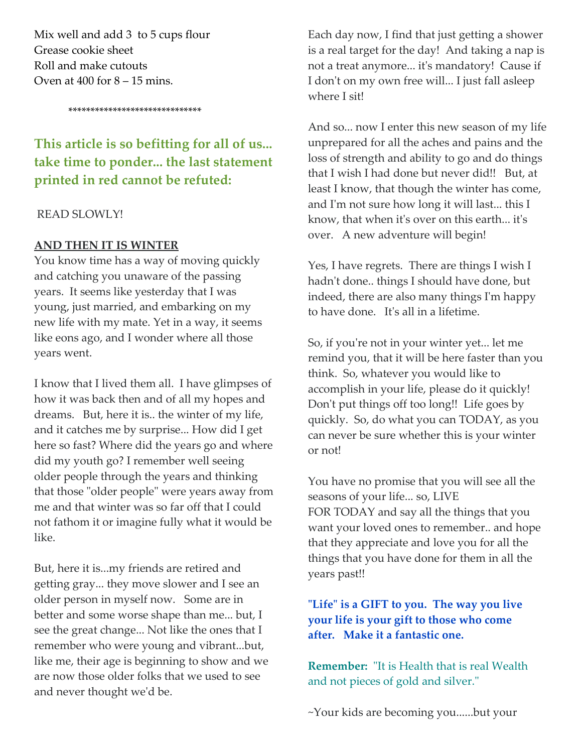Mix well and add 3 to 5 cups flour
Grease cookie sheet
Roll and make cutouts
Oven at 400 for 8 – 15 mins.

*****************************

**This article is so befitting for all of us... take time to ponder... the last statement printed in red cannot be refuted:**

READ SLOWLY!

**AND THEN IT IS WINTER**

You know time has a way of moving quickly and catching you unaware of the passing years. It seems like yesterday that I was young, just married, and embarking on my new life with my mate. Yet in a way, it seems like eons ago, and I wonder where all those years went.

I know that I lived them all. I have glimpses of how it was back then and of all my hopes and dreams. But, here it is.. the winter of my life, and it catches me by surprise... How did I get here so fast? Where did the years go and where did my youth go? I remember well seeing older people through the years and thinking that those "older people" were years away from me and that winter was so far off that I could not fathom it or imagine fully what it would be like.

But, here it is...my friends are retired and getting gray... they move slower and I see an older person in myself now. Some are in better and some worse shape than me... but, I see the great change... Not like the ones that I remember who were young and vibrant...but, like me, their age is beginning to show and we are now those older folks that we used to see and never thought we'd be.

Each day now, I find that just getting a shower is a real target for the day! And taking a nap is not a treat anymore... it's mandatory! Cause if I don't on my own free will... I just fall asleep where I sit!

And so... now I enter this new season of my life unprepared for all the aches and pains and the loss of strength and ability to go and do things that I wish I had done but never did!! But, at least I know, that though the winter has come, and I'm not sure how long it will last... this I know, that when it's over on this earth... it's over. A new adventure will begin!

Yes, I have regrets. There are things I wish I hadn't done.. things I should have done, but indeed, there are also many things I'm happy to have done. It's all in a lifetime.

So, if you're not in your winter yet... let me remind you, that it will be here faster than you think. So, whatever you would like to accomplish in your life, please do it quickly! Don't put things off too long!! Life goes by quickly. So, do what you can TODAY, as you can never be sure whether this is your winter or not!

You have no promise that you will see all the seasons of your life... so, LIVE FOR TODAY and say all the things that you want your loved ones to remember.. and hope that they appreciate and love you for all the things that you have done for them in all the years past!!

**"Life" is a GIFT to you. The way you live your life is your gift to those who come after. Make it a fantastic one.**

**Remember:** "It is Health that is real Wealth and not pieces of gold and silver."

~Your kids are becoming you......but your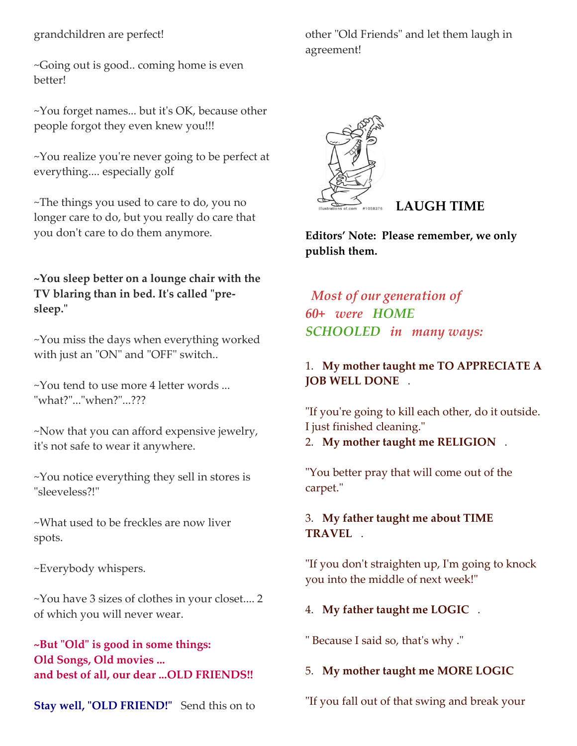grandchildren are perfect!

~Going out is good.. coming home is even better!

~You forget names... but it's OK, because other people forgot they even knew you!!!

~You realize you're never going to be perfect at everything.... especially golf

~The things you used to care to do, you no longer care to do, but you really do care that you don't care to do them anymore.

**~You sleep better on a lounge chair with the TV blaring than in bed. It's called "pre-sleep."**

~You miss the days when everything worked with just an "ON" and "OFF" switch..

~You tend to use more 4 letter words ... "what?"..."when?"...???

~Now that you can afford expensive jewelry, it's not safe to wear it anywhere.

~You notice everything they sell in stores is "sleeveless?!"

~What used to be freckles are now liver spots.

~Everybody whispers.

~You have 3 sizes of clothes in your closet.... 2 of which you will never wear.

**~But "Old" is good in some things:**
**Old Songs, Old movies ...**
**and best of all, our dear ...OLD FRIENDS!!**

**Stay well, "OLD FRIEND!"** Send this on to other "Old Friends" and let them laugh in agreement!

## LAUGH TIME

**Editors' Note: Please remember, we only publish them.**

*Most of our generation of 60+ were HOME SCHOOLED in many ways:*

1. **My mother taught me TO APPRECIATE A JOB WELL DONE** .

"If you're going to kill each other, do it outside. I just finished cleaning."

2. **My mother taught me RELIGION** .

"You better pray that will come out of the carpet."

3. **My father taught me about TIME TRAVEL** .

"If you don't straighten up, I'm going to knock you into the middle of next week!"

4. **My father taught me LOGIC** .

" Because I said so, that's why ."

5. **My mother taught me MORE LOGIC**

"If you fall out of that swing and break your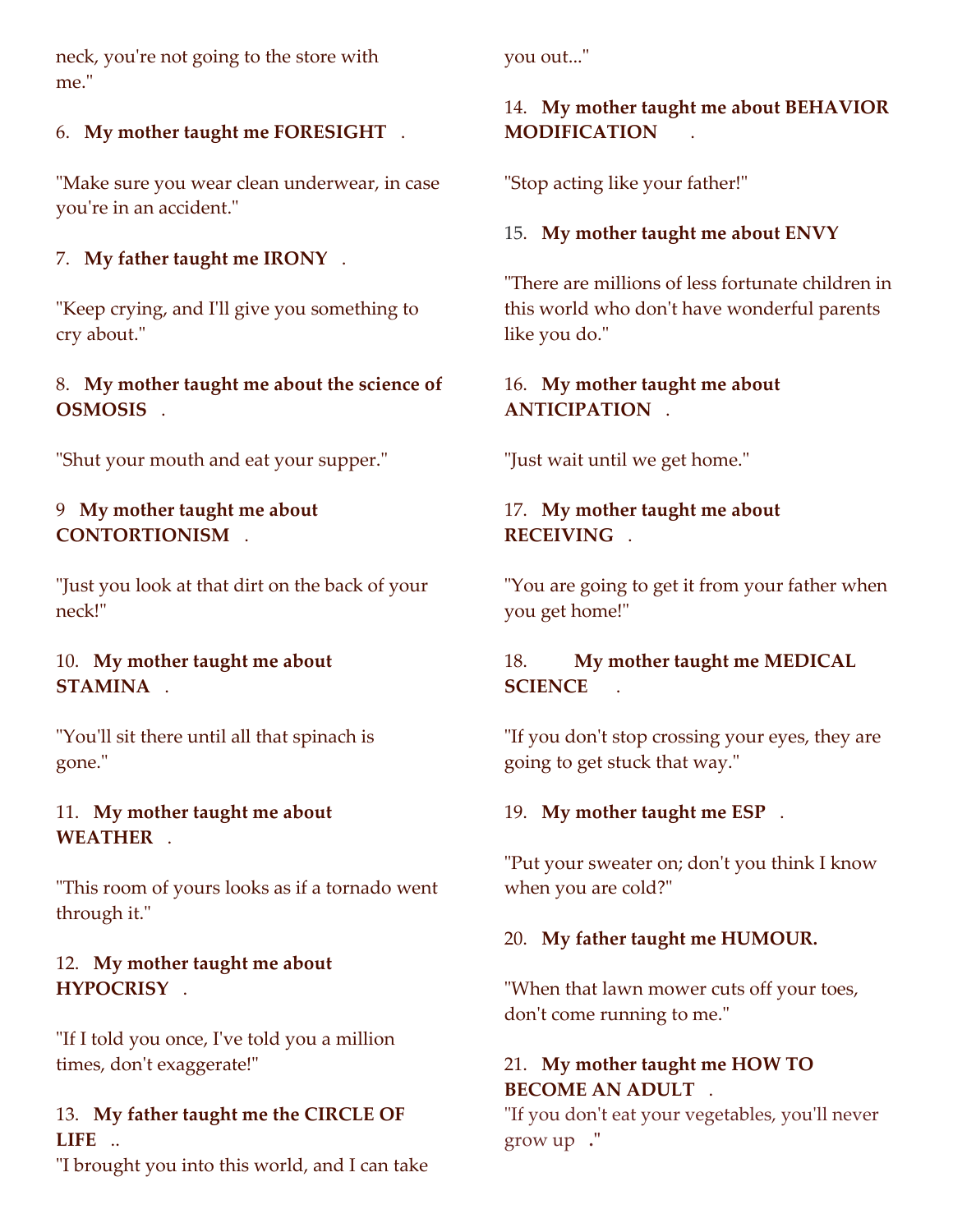neck, you're not going to the store with me."

6. **My mother taught me FORESIGHT** .

"Make sure you wear clean underwear, in case you're in an accident."

7. **My father taught me IRONY** .

"Keep crying, and I'll give you something to cry about."

8. **My mother taught me about the science of OSMOSIS** .

"Shut your mouth and eat your supper."

9 **My mother taught me about CONTORTIONISM** .

"Just you look at that dirt on the back of your neck!"

10. **My mother taught me about STAMINA** .

"You'll sit there until all that spinach is gone."

11. **My mother taught me about WEATHER** .

"This room of yours looks as if a tornado went through it."

12. **My mother taught me about HYPOCRISY** .

"If I told you once, I've told you a million times, don't exaggerate!"

13. **My father taught me the CIRCLE OF LIFE** ..

"I brought you into this world, and I can take you out..."

14. **My mother taught me about BEHAVIOR MODIFICATION** .

"Stop acting like your father!"

15. **My mother taught me about ENVY**

"There are millions of less fortunate children in this world who don't have wonderful parents like you do."

16. **My mother taught me about ANTICIPATION** .

"Just wait until we get home."

17. **My mother taught me about RECEIVING** .

"You are going to get it from your father when you get home!"

18. **My mother taught me MEDICAL SCIENCE** .

"If you don't stop crossing your eyes, they are going to get stuck that way."

19. **My mother taught me ESP** .

"Put your sweater on; don't you think I know when you are cold?"

20. **My father taught me HUMOUR.**

"When that lawn mower cuts off your toes, don't come running to me."

21. **My mother taught me HOW TO BECOME AN ADULT** .

"If you don't eat your vegetables, you'll never grow up ."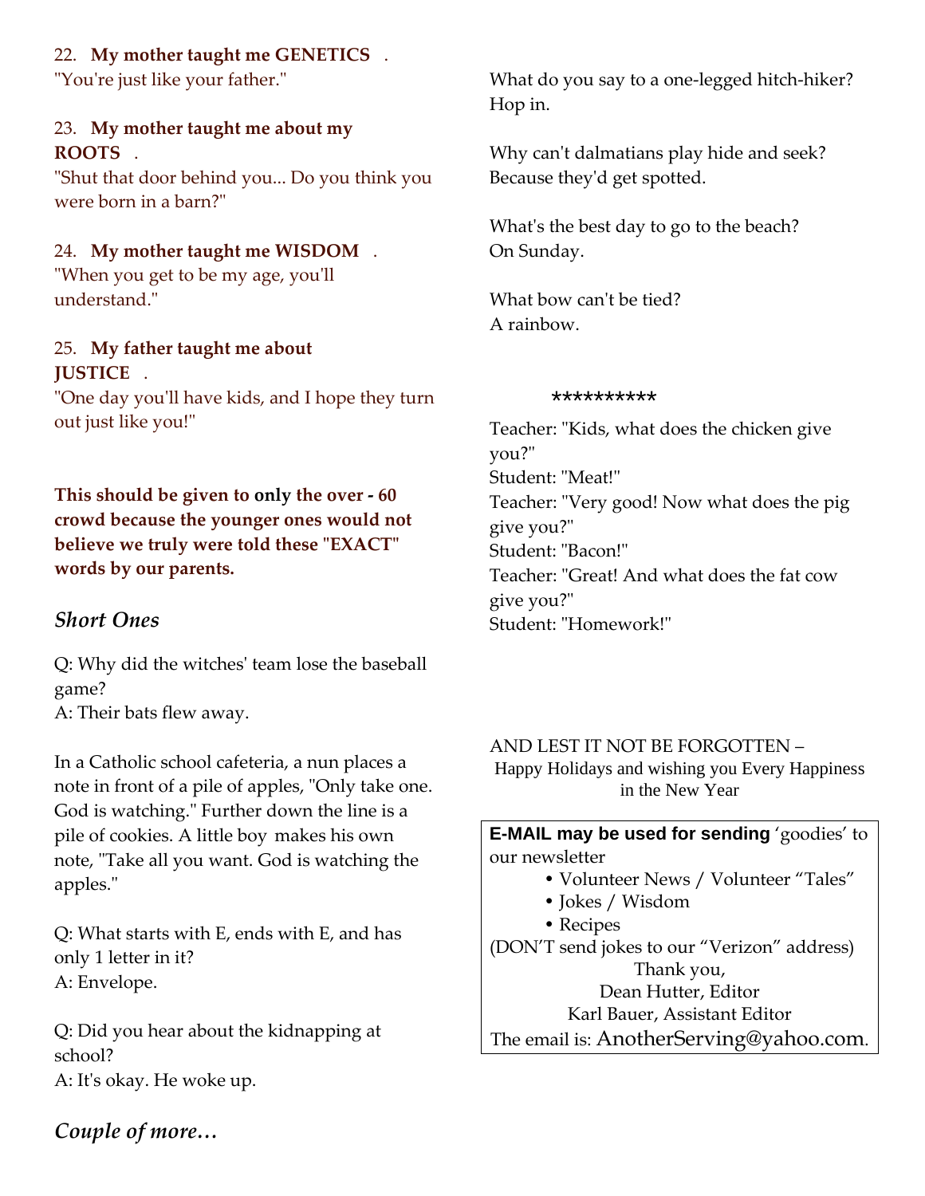22. **My mother taught me GENETICS** .
"You're just like your father."

23. **My mother taught me about my ROOTS** .
"Shut that door behind you... Do you think you were born in a barn?"

24. **My mother taught me WISDOM** .
"When you get to be my age, you'll understand."

25. **My father taught me about JUSTICE** .
"One day you'll have kids, and I hope they turn out just like you!"

**This should be given to only the over - 60 crowd because the younger ones would not believe we truly were told these "EXACT" words by our parents.**

### *Short Ones*

Q: Why did the witches' team lose the baseball game?
A: Their bats flew away.

In a Catholic school cafeteria, a nun places a note in front of a pile of apples, "Only take one. God is watching." Further down the line is a pile of cookies. A little boy makes his own note, "Take all you want. God is watching the apples."

Q: What starts with E, ends with E, and has only 1 letter in it?
A: Envelope.

Q: Did you hear about the kidnapping at school?
A: It's okay. He woke up.

### *Couple of more…*

What do you say to a one-legged hitch-hiker?
Hop in.

Why can't dalmatians play hide and seek?
Because they'd get spotted.

What's the best day to go to the beach?
On Sunday.

What bow can't be tied?
A rainbow.

**********

Teacher: "Kids, what does the chicken give you?"
Student: "Meat!"
Teacher: "Very good! Now what does the pig give you?"
Student: "Bacon!"
Teacher: "Great! And what does the fat cow give you?"
Student: "Homework!"

AND LEST IT NOT BE FORGOTTEN –
Happy Holidays and wishing you Every Happiness in the New Year

**E-MAIL may be used for sending** 'goodies' to our newsletter

- Volunteer News / Volunteer "Tales"
- Jokes / Wisdom
- Recipes

(DON'T send jokes to our "Verizon" address)
Thank you,
Dean Hutter, Editor
Karl Bauer, Assistant Editor
The email is: AnotherServing@yahoo.com.